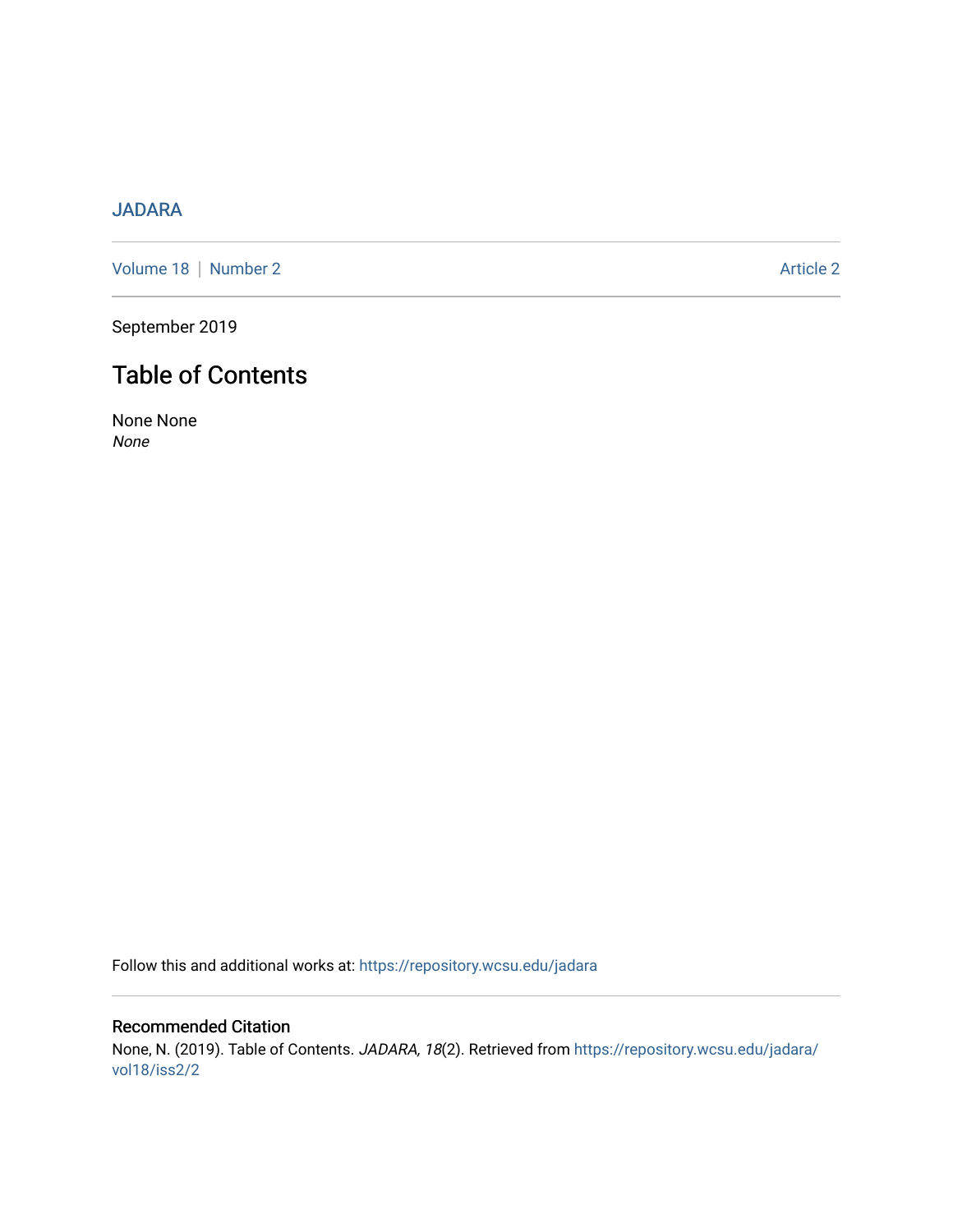JADARA

Volume 18 | Number 2

Article 2

September 2019

# Table of Contents

None None
*None*

Follow this and additional works at: https://repository.wcsu.edu/jadara

## Recommended Citation

None, N. (2019). Table of Contents. *JADARA, 18*(2). Retrieved from https://repository.wcsu.edu/jadara/vol18/iss2/2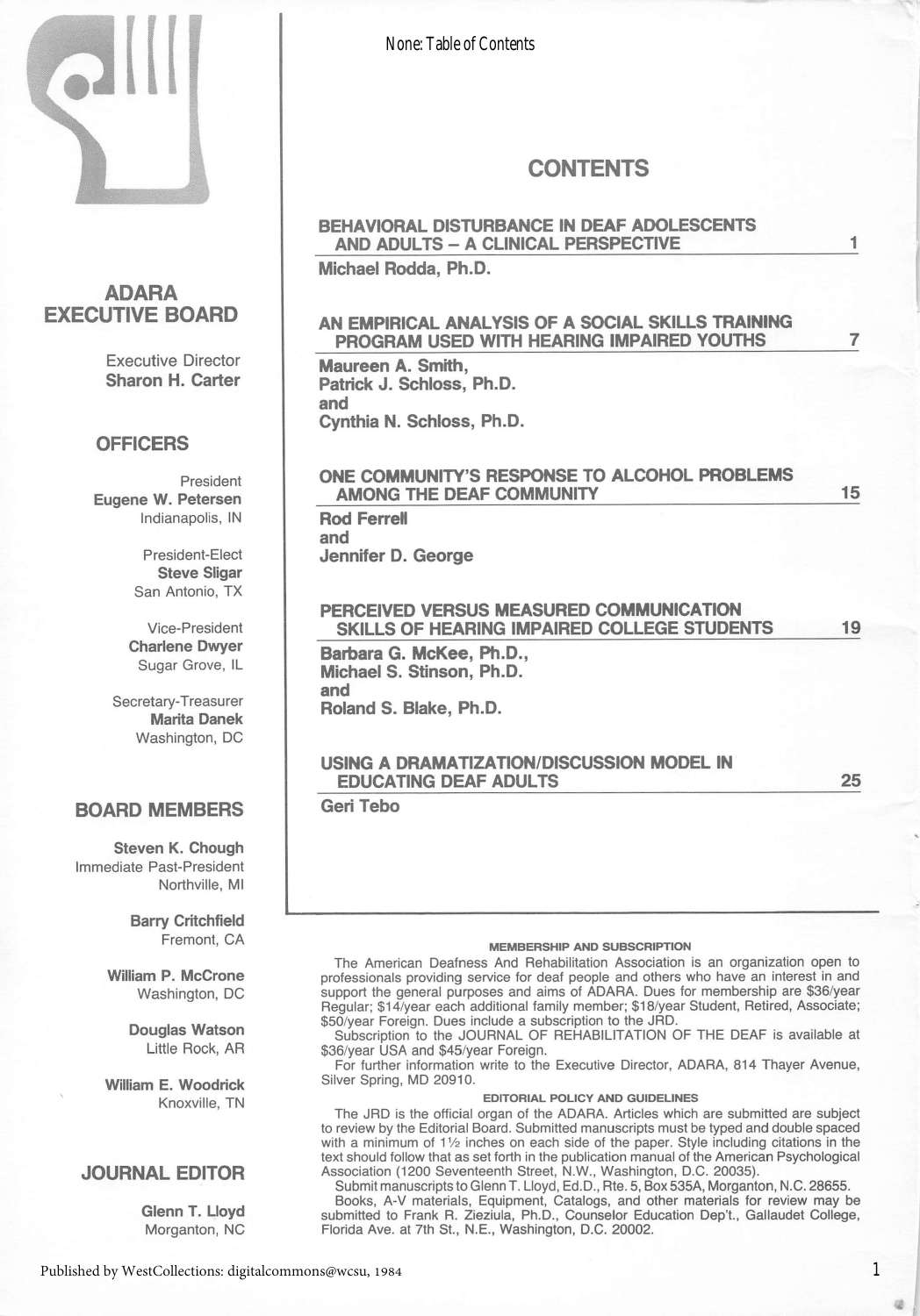None: Table of Contents

## ADARA EXECUTIVE BOARD

Executive Director
**Sharon H. Carter**

### OFFICERS

President
**Eugene W. Petersen**
Indianapolis, IN

President-Elect
**Steve Sligar**
San Antonio, TX

Vice-President
**Charlene Dwyer**
Sugar Grove, IL

Secretary-Treasurer
**Marita Danek**
Washington, DC

### BOARD MEMBERS

**Steven K. Chough**
Immediate Past-President
Northville, MI

**Barry Critchfield**
Fremont, CA

**William P. McCrone**
Washington, DC

**Douglas Watson**
Little Rock, AR

**William E. Woodrick**
Knoxville, TN

### JOURNAL EDITOR

**Glenn T. Lloyd**
Morganton, NC

# CONTENTS

**BEHAVIORAL DISTURBANCE IN DEAF ADOLESCENTS AND ADULTS – A CLINICAL PERSPECTIVE** — 1
**Michael Rodda, Ph.D.**

**AN EMPIRICAL ANALYSIS OF A SOCIAL SKILLS TRAINING PROGRAM USED WITH HEARING IMPAIRED YOUTHS** — 7
**Maureen A. Smith,**
**Patrick J. Schloss, Ph.D.**
**and**
**Cynthia N. Schloss, Ph.D.**

**ONE COMMUNITY'S RESPONSE TO ALCOHOL PROBLEMS AMONG THE DEAF COMMUNITY** — 15
**Rod Ferrell**
**and**
**Jennifer D. George**

**PERCEIVED VERSUS MEASURED COMMUNICATION SKILLS OF HEARING IMPAIRED COLLEGE STUDENTS** — 19
**Barbara G. McKee, Ph.D.,**
**Michael S. Stinson, Ph.D.**
**and**
**Roland S. Blake, Ph.D.**

**USING A DRAMATIZATION/DISCUSSION MODEL IN EDUCATING DEAF ADULTS** — 25
**Geri Tebo**

#### MEMBERSHIP AND SUBSCRIPTION

The American Deafness And Rehabilitation Association is an organization open to professionals providing service for deaf people and others who have an interest in and support the general purposes and aims of ADARA. Dues for membership are $36/year Regular; $14/year each additional family member; $18/year Student, Retired, Associate; $50/year Foreign. Dues include a subscription to the JRD.

Subscription to the JOURNAL OF REHABILITATION OF THE DEAF is available at $36/year USA and $45/year Foreign.

For further information write to the Executive Director, ADARA, 814 Thayer Avenue, Silver Spring, MD 20910.

#### EDITORIAL POLICY AND GUIDELINES

The JRD is the official organ of the ADARA. Articles which are submitted are subject to review by the Editorial Board. Submitted manuscripts must be typed and double spaced with a minimum of 1½ inches on each side of the paper. Style including citations in the text should follow that as set forth in the publication manual of the American Psychological Association (1200 Seventeenth Street, N.W., Washington, D.C. 20035).

Submit manuscripts to Glenn T. Lloyd, Ed.D., Rte. 5, Box 535A, Morganton, N.C. 28655.

Books, A-V materials, Equipment, Catalogs, and other materials for review may be submitted to Frank R. Zieziula, Ph.D., Counselor Education Dep't., Gallaudet College, Florida Ave. at 7th St., N.E., Washington, D.C. 20002.